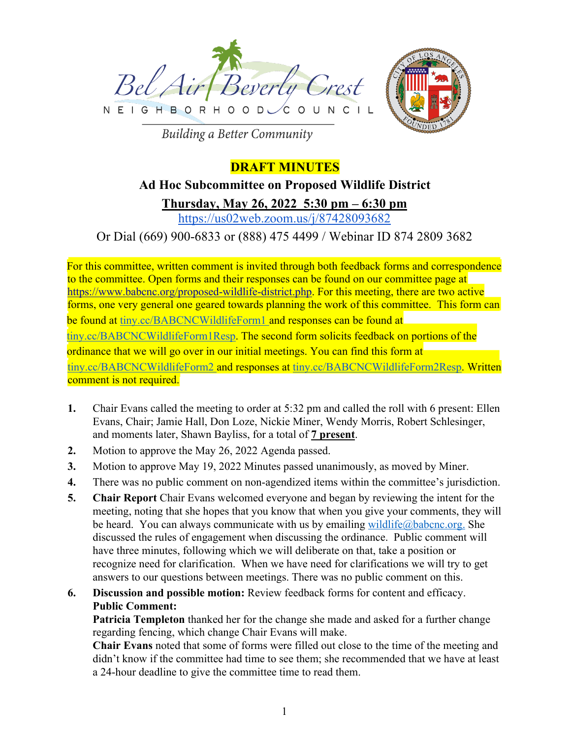Bel Air Beverly Crest
NEIGHBORHOOD COUNCIL
Building a Better Community

# DRAFT MINUTES

## Ad Hoc Subcommittee on Proposed Wildlife District

### Thursday, May 26, 2022 5:30 pm – 6:30 pm

https://us02web.zoom.us/j/87428093682

Or Dial (669) 900-6833 or (888) 475 4499 / Webinar ID 874 2809 3682

For this committee, written comment is invited through both feedback forms and correspondence to the committee. Open forms and their responses can be found on our committee page at https://www.babcnc.org/proposed-wildlife-district.php. For this meeting, there are two active forms, one very general one geared towards planning the work of this committee. This form can be found at tiny.cc/BABCNCWildlifeForm1 and responses can be found at tiny.cc/BABCNCWildlifeForm1Resp. The second form solicits feedback on portions of the ordinance that we will go over in our initial meetings. You can find this form at tiny.cc/BABCNCWildlifeForm2 and responses at tiny.cc/BABCNCWildlifeForm2Resp. Written comment is not required.

1. Chair Evans called the meeting to order at 5:32 pm and called the roll with 6 present: Ellen Evans, Chair; Jamie Hall, Don Loze, Nickie Miner, Wendy Morris, Robert Schlesinger, and moments later, Shawn Bayliss, for a total of **7 present**.
2. Motion to approve the May 26, 2022 Agenda passed.
3. Motion to approve May 19, 2022 Minutes passed unanimously, as moved by Miner.
4. There was no public comment on non-agendized items within the committee's jurisdiction.
5. **Chair Report** Chair Evans welcomed everyone and began by reviewing the intent for the meeting, noting that she hopes that you know that when you give your comments, they will be heard. You can always communicate with us by emailing wildlife@babcnc.org. She discussed the rules of engagement when discussing the ordinance. Public comment will have three minutes, following which we will deliberate on that, take a position or recognize need for clarification. When we have need for clarifications we will try to get answers to our questions between meetings. There was no public comment on this.
6. **Discussion and possible motion:** Review feedback forms for content and efficacy.
   **Public Comment:**
   **Patricia Templeton** thanked her for the change she made and asked for a further change regarding fencing, which change Chair Evans will make.
   **Chair Evans** noted that some of forms were filled out close to the time of the meeting and didn't know if the committee had time to see them; she recommended that we have at least a 24-hour deadline to give the committee time to read them.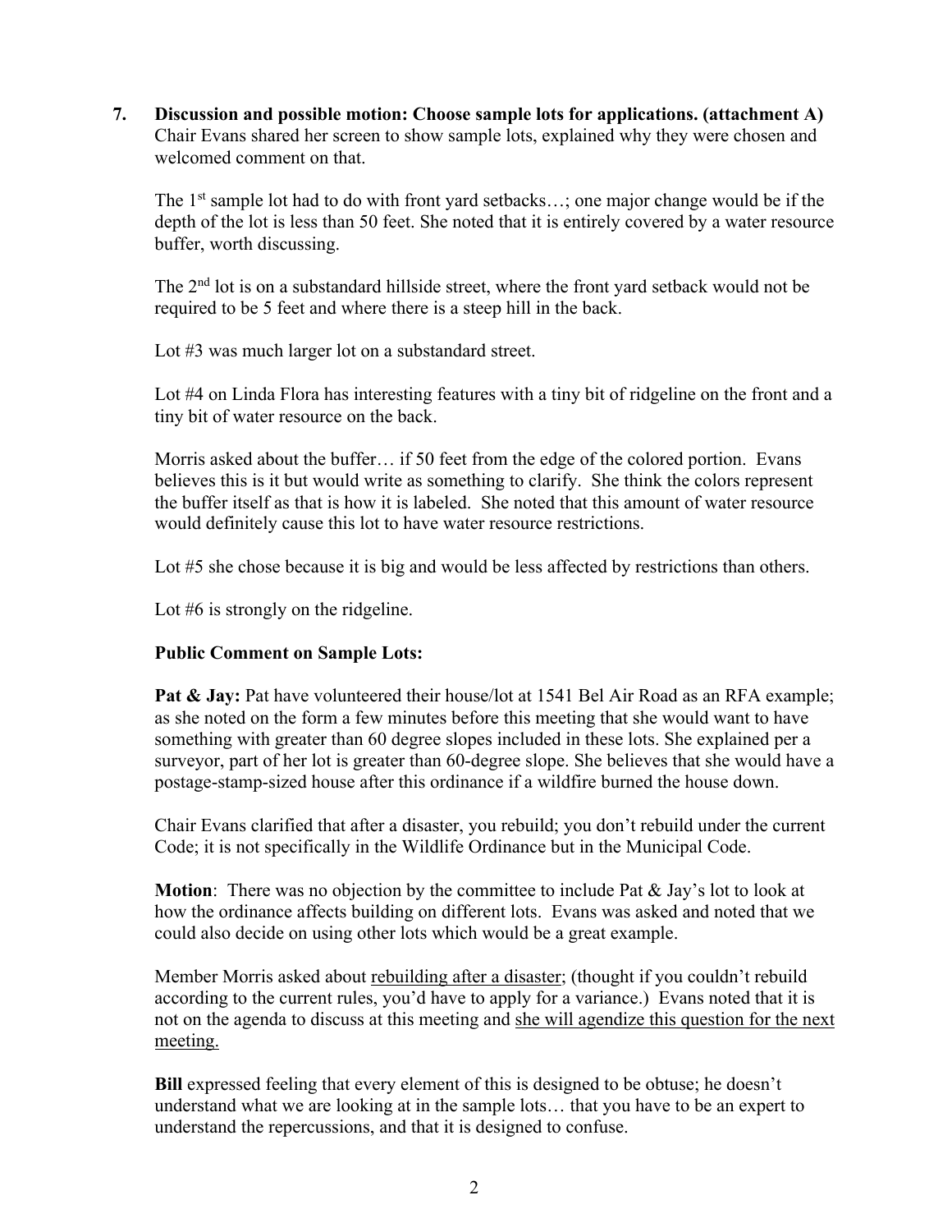**7. Discussion and possible motion: Choose sample lots for applications. (attachment A)**
Chair Evans shared her screen to show sample lots, explained why they were chosen and welcomed comment on that.

The 1st sample lot had to do with front yard setbacks…; one major change would be if the depth of the lot is less than 50 feet. She noted that it is entirely covered by a water resource buffer, worth discussing.

The 2nd lot is on a substandard hillside street, where the front yard setback would not be required to be 5 feet and where there is a steep hill in the back.

Lot #3 was much larger lot on a substandard street.

Lot #4 on Linda Flora has interesting features with a tiny bit of ridgeline on the front and a tiny bit of water resource on the back.

Morris asked about the buffer… if 50 feet from the edge of the colored portion. Evans believes this is it but would write as something to clarify. She think the colors represent the buffer itself as that is how it is labeled. She noted that this amount of water resource would definitely cause this lot to have water resource restrictions.

Lot #5 she chose because it is big and would be less affected by restrictions than others.

Lot #6 is strongly on the ridgeline.

**Public Comment on Sample Lots:**

**Pat & Jay:** Pat have volunteered their house/lot at 1541 Bel Air Road as an RFA example; as she noted on the form a few minutes before this meeting that she would want to have something with greater than 60 degree slopes included in these lots. She explained per a surveyor, part of her lot is greater than 60-degree slope. She believes that she would have a postage-stamp-sized house after this ordinance if a wildfire burned the house down.

Chair Evans clarified that after a disaster, you rebuild; you don't rebuild under the current Code; it is not specifically in the Wildlife Ordinance but in the Municipal Code.

**Motion**: There was no objection by the committee to include Pat & Jay's lot to look at how the ordinance affects building on different lots. Evans was asked and noted that we could also decide on using other lots which would be a great example.

Member Morris asked about <u>rebuilding after a disaster</u>; (thought if you couldn't rebuild according to the current rules, you'd have to apply for a variance.) Evans noted that it is not on the agenda to discuss at this meeting and <u>she will agendize this question for the next meeting.</u>

**Bill** expressed feeling that every element of this is designed to be obtuse; he doesn't understand what we are looking at in the sample lots… that you have to be an expert to understand the repercussions, and that it is designed to confuse.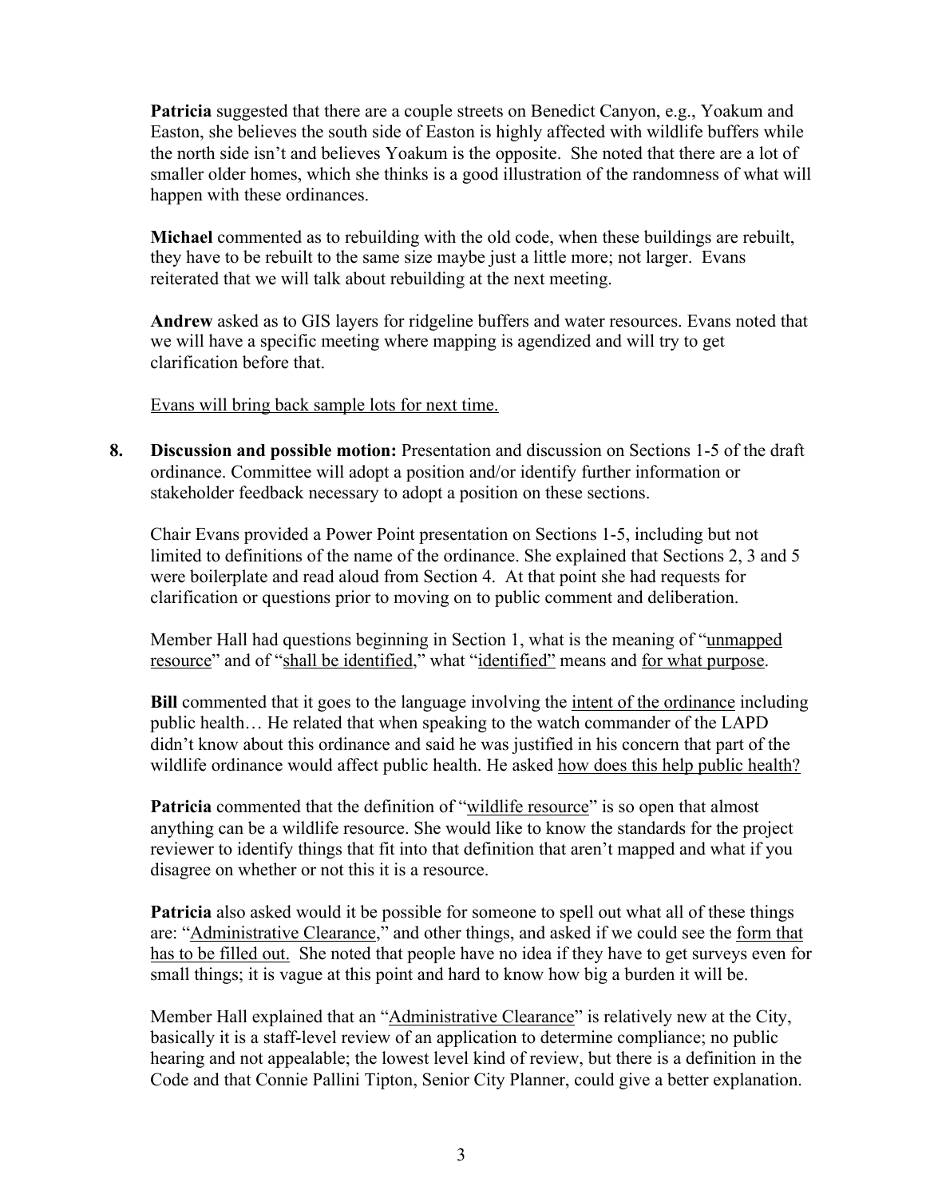**Patricia** suggested that there are a couple streets on Benedict Canyon, e.g., Yoakum and Easton, she believes the south side of Easton is highly affected with wildlife buffers while the north side isn't and believes Yoakum is the opposite. She noted that there are a lot of smaller older homes, which she thinks is a good illustration of the randomness of what will happen with these ordinances.

**Michael** commented as to rebuilding with the old code, when these buildings are rebuilt, they have to be rebuilt to the same size maybe just a little more; not larger. Evans reiterated that we will talk about rebuilding at the next meeting.

**Andrew** asked as to GIS layers for ridgeline buffers and water resources. Evans noted that we will have a specific meeting where mapping is agendized and will try to get clarification before that.

<u>Evans will bring back sample lots for next time.</u>

**8. Discussion and possible motion:** Presentation and discussion on Sections 1-5 of the draft ordinance. Committee will adopt a position and/or identify further information or stakeholder feedback necessary to adopt a position on these sections.

Chair Evans provided a Power Point presentation on Sections 1-5, including but not limited to definitions of the name of the ordinance. She explained that Sections 2, 3 and 5 were boilerplate and read aloud from Section 4. At that point she had requests for clarification or questions prior to moving on to public comment and deliberation.

Member Hall had questions beginning in Section 1, what is the meaning of "<u>unmapped resource</u>" and of "<u>shall be identified</u>," what "<u>identified"</u> means and <u>for what purpose</u>.

**Bill** commented that it goes to the language involving the <u>intent of the ordinance</u> including public health… He related that when speaking to the watch commander of the LAPD didn't know about this ordinance and said he was justified in his concern that part of the wildlife ordinance would affect public health. He asked <u>how does this help public health?</u>

**Patricia** commented that the definition of "<u>wildlife resource</u>" is so open that almost anything can be a wildlife resource. She would like to know the standards for the project reviewer to identify things that fit into that definition that aren't mapped and what if you disagree on whether or not this it is a resource.

**Patricia** also asked would it be possible for someone to spell out what all of these things are: "<u>Administrative Clearance</u>," and other things, and asked if we could see the <u>form that has to be filled out.</u> She noted that people have no idea if they have to get surveys even for small things; it is vague at this point and hard to know how big a burden it will be.

Member Hall explained that an "<u>Administrative Clearance</u>" is relatively new at the City, basically it is a staff-level review of an application to determine compliance; no public hearing and not appealable; the lowest level kind of review, but there is a definition in the Code and that Connie Pallini Tipton, Senior City Planner, could give a better explanation.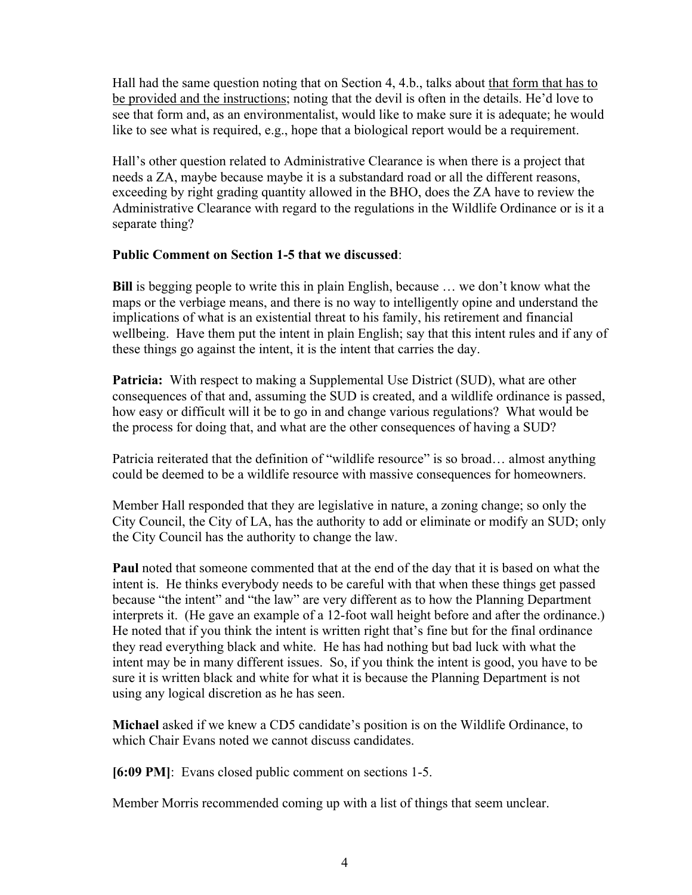Hall had the same question noting that on Section 4, 4.b., talks about <u>that form that has to be provided and the instructions</u>; noting that the devil is often in the details. He'd love to see that form and, as an environmentalist, would like to make sure it is adequate; he would like to see what is required, e.g., hope that a biological report would be a requirement.

Hall's other question related to Administrative Clearance is when there is a project that needs a ZA, maybe because maybe it is a substandard road or all the different reasons, exceeding by right grading quantity allowed in the BHO, does the ZA have to review the Administrative Clearance with regard to the regulations in the Wildlife Ordinance or is it a separate thing?

**Public Comment on Section 1-5 that we discussed**:

**Bill** is begging people to write this in plain English, because … we don't know what the maps or the verbiage means, and there is no way to intelligently opine and understand the implications of what is an existential threat to his family, his retirement and financial wellbeing. Have them put the intent in plain English; say that this intent rules and if any of these things go against the intent, it is the intent that carries the day.

**Patricia:** With respect to making a Supplemental Use District (SUD), what are other consequences of that and, assuming the SUD is created, and a wildlife ordinance is passed, how easy or difficult will it be to go in and change various regulations? What would be the process for doing that, and what are the other consequences of having a SUD?

Patricia reiterated that the definition of "wildlife resource" is so broad… almost anything could be deemed to be a wildlife resource with massive consequences for homeowners.

Member Hall responded that they are legislative in nature, a zoning change; so only the City Council, the City of LA, has the authority to add or eliminate or modify an SUD; only the City Council has the authority to change the law.

**Paul** noted that someone commented that at the end of the day that it is based on what the intent is. He thinks everybody needs to be careful with that when these things get passed because "the intent" and "the law" are very different as to how the Planning Department interprets it. (He gave an example of a 12-foot wall height before and after the ordinance.) He noted that if you think the intent is written right that's fine but for the final ordinance they read everything black and white. He has had nothing but bad luck with what the intent may be in many different issues. So, if you think the intent is good, you have to be sure it is written black and white for what it is because the Planning Department is not using any logical discretion as he has seen.

**Michael** asked if we knew a CD5 candidate's position is on the Wildlife Ordinance, to which Chair Evans noted we cannot discuss candidates.

**[6:09 PM]**: Evans closed public comment on sections 1-5.

Member Morris recommended coming up with a list of things that seem unclear.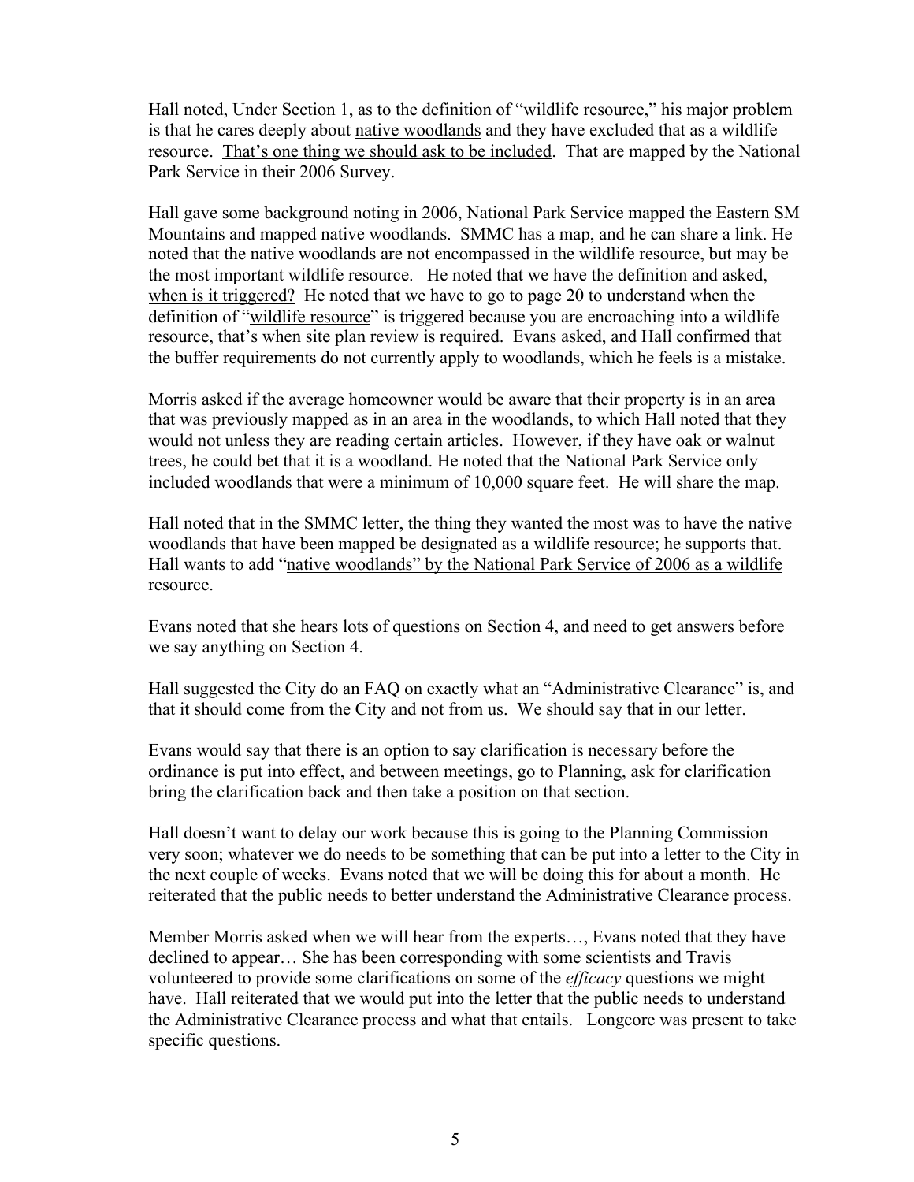Hall noted, Under Section 1, as to the definition of "wildlife resource," his major problem is that he cares deeply about <u>native woodlands</u> and they have excluded that as a wildlife resource. <u>That's one thing we should ask to be included</u>. That are mapped by the National Park Service in their 2006 Survey.

Hall gave some background noting in 2006, National Park Service mapped the Eastern SM Mountains and mapped native woodlands. SMMC has a map, and he can share a link. He noted that the native woodlands are not encompassed in the wildlife resource, but may be the most important wildlife resource. He noted that we have the definition and asked, <u>when is it triggered?</u> He noted that we have to go to page 20 to understand when the definition of "<u>wildlife resource</u>" is triggered because you are encroaching into a wildlife resource, that's when site plan review is required. Evans asked, and Hall confirmed that the buffer requirements do not currently apply to woodlands, which he feels is a mistake.

Morris asked if the average homeowner would be aware that their property is in an area that was previously mapped as in an area in the woodlands, to which Hall noted that they would not unless they are reading certain articles. However, if they have oak or walnut trees, he could bet that it is a woodland. He noted that the National Park Service only included woodlands that were a minimum of 10,000 square feet. He will share the map.

Hall noted that in the SMMC letter, the thing they wanted the most was to have the native woodlands that have been mapped be designated as a wildlife resource; he supports that. Hall wants to add "<u>native woodlands" by the National Park Service of 2006 as a wildlife resource</u>.

Evans noted that she hears lots of questions on Section 4, and need to get answers before we say anything on Section 4.

Hall suggested the City do an FAQ on exactly what an "Administrative Clearance" is, and that it should come from the City and not from us. We should say that in our letter.

Evans would say that there is an option to say clarification is necessary before the ordinance is put into effect, and between meetings, go to Planning, ask for clarification bring the clarification back and then take a position on that section.

Hall doesn't want to delay our work because this is going to the Planning Commission very soon; whatever we do needs to be something that can be put into a letter to the City in the next couple of weeks. Evans noted that we will be doing this for about a month. He reiterated that the public needs to better understand the Administrative Clearance process.

Member Morris asked when we will hear from the experts…, Evans noted that they have declined to appear… She has been corresponding with some scientists and Travis volunteered to provide some clarifications on some of the *efficacy* questions we might have. Hall reiterated that we would put into the letter that the public needs to understand the Administrative Clearance process and what that entails. Longcore was present to take specific questions.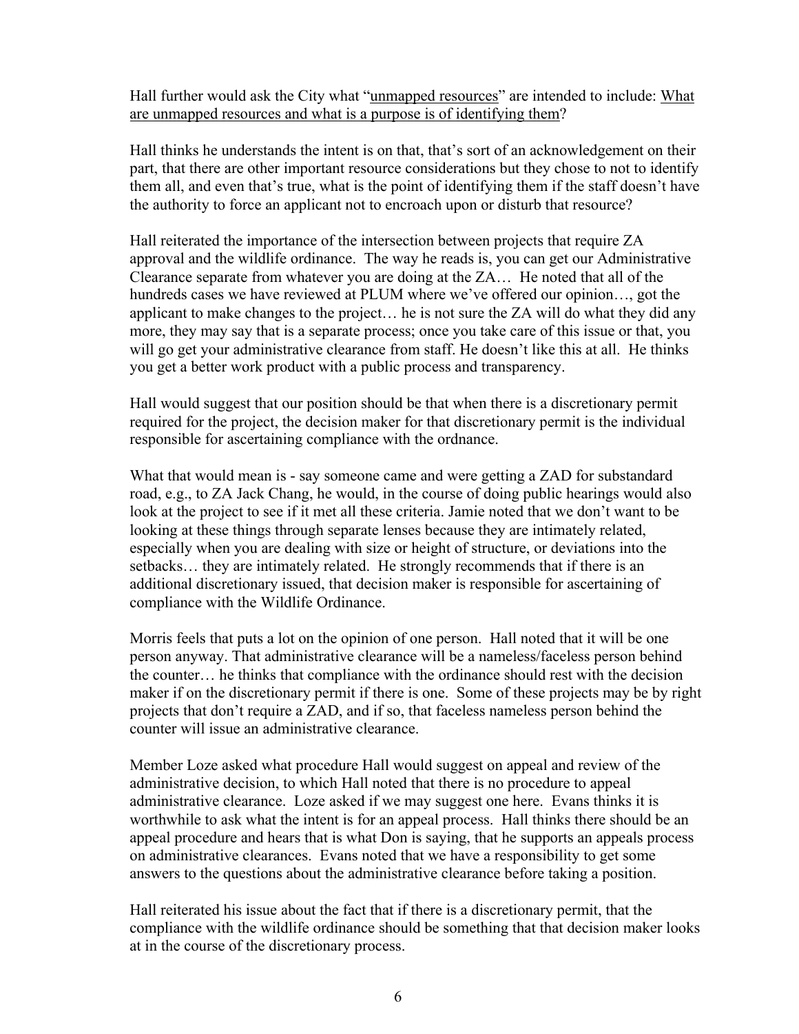Hall further would ask the City what "unmapped resources" are intended to include: What are unmapped resources and what is a purpose is of identifying them?

Hall thinks he understands the intent is on that, that's sort of an acknowledgement on their part, that there are other important resource considerations but they chose to not to identify them all, and even that's true, what is the point of identifying them if the staff doesn't have the authority to force an applicant not to encroach upon or disturb that resource?

Hall reiterated the importance of the intersection between projects that require ZA approval and the wildlife ordinance. The way he reads is, you can get our Administrative Clearance separate from whatever you are doing at the ZA… He noted that all of the hundreds cases we have reviewed at PLUM where we've offered our opinion…, got the applicant to make changes to the project… he is not sure the ZA will do what they did any more, they may say that is a separate process; once you take care of this issue or that, you will go get your administrative clearance from staff. He doesn't like this at all. He thinks you get a better work product with a public process and transparency.

Hall would suggest that our position should be that when there is a discretionary permit required for the project, the decision maker for that discretionary permit is the individual responsible for ascertaining compliance with the ordnance.

What that would mean is - say someone came and were getting a ZAD for substandard road, e.g., to ZA Jack Chang, he would, in the course of doing public hearings would also look at the project to see if it met all these criteria. Jamie noted that we don't want to be looking at these things through separate lenses because they are intimately related, especially when you are dealing with size or height of structure, or deviations into the setbacks… they are intimately related. He strongly recommends that if there is an additional discretionary issued, that decision maker is responsible for ascertaining of compliance with the Wildlife Ordinance.

Morris feels that puts a lot on the opinion of one person. Hall noted that it will be one person anyway. That administrative clearance will be a nameless/faceless person behind the counter… he thinks that compliance with the ordinance should rest with the decision maker if on the discretionary permit if there is one. Some of these projects may be by right projects that don't require a ZAD, and if so, that faceless nameless person behind the counter will issue an administrative clearance.

Member Loze asked what procedure Hall would suggest on appeal and review of the administrative decision, to which Hall noted that there is no procedure to appeal administrative clearance. Loze asked if we may suggest one here. Evans thinks it is worthwhile to ask what the intent is for an appeal process. Hall thinks there should be an appeal procedure and hears that is what Don is saying, that he supports an appeals process on administrative clearances. Evans noted that we have a responsibility to get some answers to the questions about the administrative clearance before taking a position.

Hall reiterated his issue about the fact that if there is a discretionary permit, that the compliance with the wildlife ordinance should be something that that decision maker looks at in the course of the discretionary process.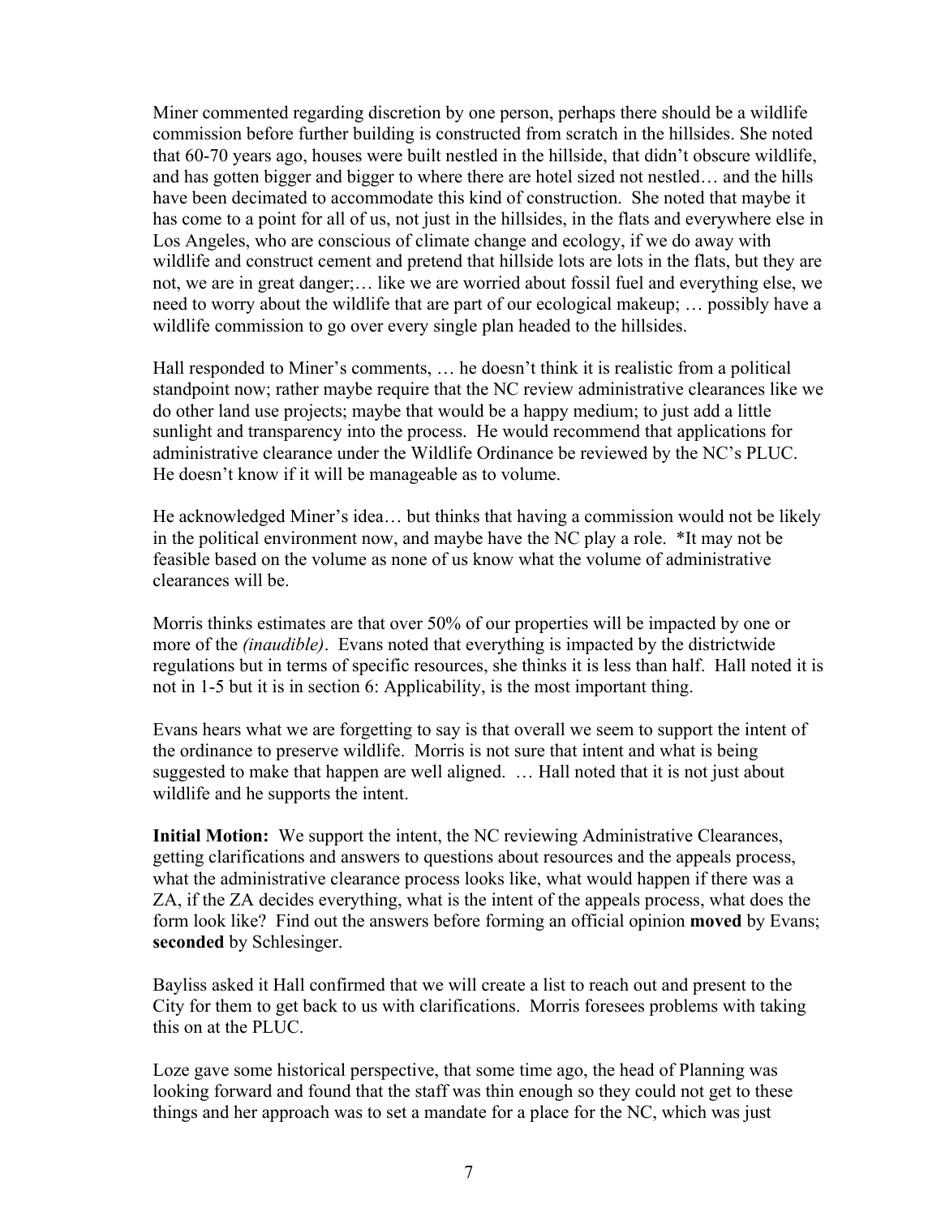Miner commented regarding discretion by one person, perhaps there should be a wildlife commission before further building is constructed from scratch in the hillsides. She noted that 60-70 years ago, houses were built nestled in the hillside, that didn't obscure wildlife, and has gotten bigger and bigger to where there are hotel sized not nestled… and the hills have been decimated to accommodate this kind of construction. She noted that maybe it has come to a point for all of us, not just in the hillsides, in the flats and everywhere else in Los Angeles, who are conscious of climate change and ecology, if we do away with wildlife and construct cement and pretend that hillside lots are lots in the flats, but they are not, we are in great danger;… like we are worried about fossil fuel and everything else, we need to worry about the wildlife that are part of our ecological makeup; … possibly have a wildlife commission to go over every single plan headed to the hillsides.

Hall responded to Miner's comments, … he doesn't think it is realistic from a political standpoint now; rather maybe require that the NC review administrative clearances like we do other land use projects; maybe that would be a happy medium; to just add a little sunlight and transparency into the process. He would recommend that applications for administrative clearance under the Wildlife Ordinance be reviewed by the NC's PLUC. He doesn't know if it will be manageable as to volume.

He acknowledged Miner's idea… but thinks that having a commission would not be likely in the political environment now, and maybe have the NC play a role. *It may not be feasible based on the volume as none of us know what the volume of administrative clearances will be.

Morris thinks estimates are that over 50% of our properties will be impacted by one or more of the *(inaudible)*. Evans noted that everything is impacted by the districtwide regulations but in terms of specific resources, she thinks it is less than half. Hall noted it is not in 1-5 but it is in section 6: Applicability, is the most important thing.

Evans hears what we are forgetting to say is that overall we seem to support the intent of the ordinance to preserve wildlife. Morris is not sure that intent and what is being suggested to make that happen are well aligned. … Hall noted that it is not just about wildlife and he supports the intent.

**Initial Motion:** We support the intent, the NC reviewing Administrative Clearances, getting clarifications and answers to questions about resources and the appeals process, what the administrative clearance process looks like, what would happen if there was a ZA, if the ZA decides everything, what is the intent of the appeals process, what does the form look like? Find out the answers before forming an official opinion **moved** by Evans; **seconded** by Schlesinger.

Bayliss asked it Hall confirmed that we will create a list to reach out and present to the City for them to get back to us with clarifications. Morris foresees problems with taking this on at the PLUC.

Loze gave some historical perspective, that some time ago, the head of Planning was looking forward and found that the staff was thin enough so they could not get to these things and her approach was to set a mandate for a place for the NC, which was just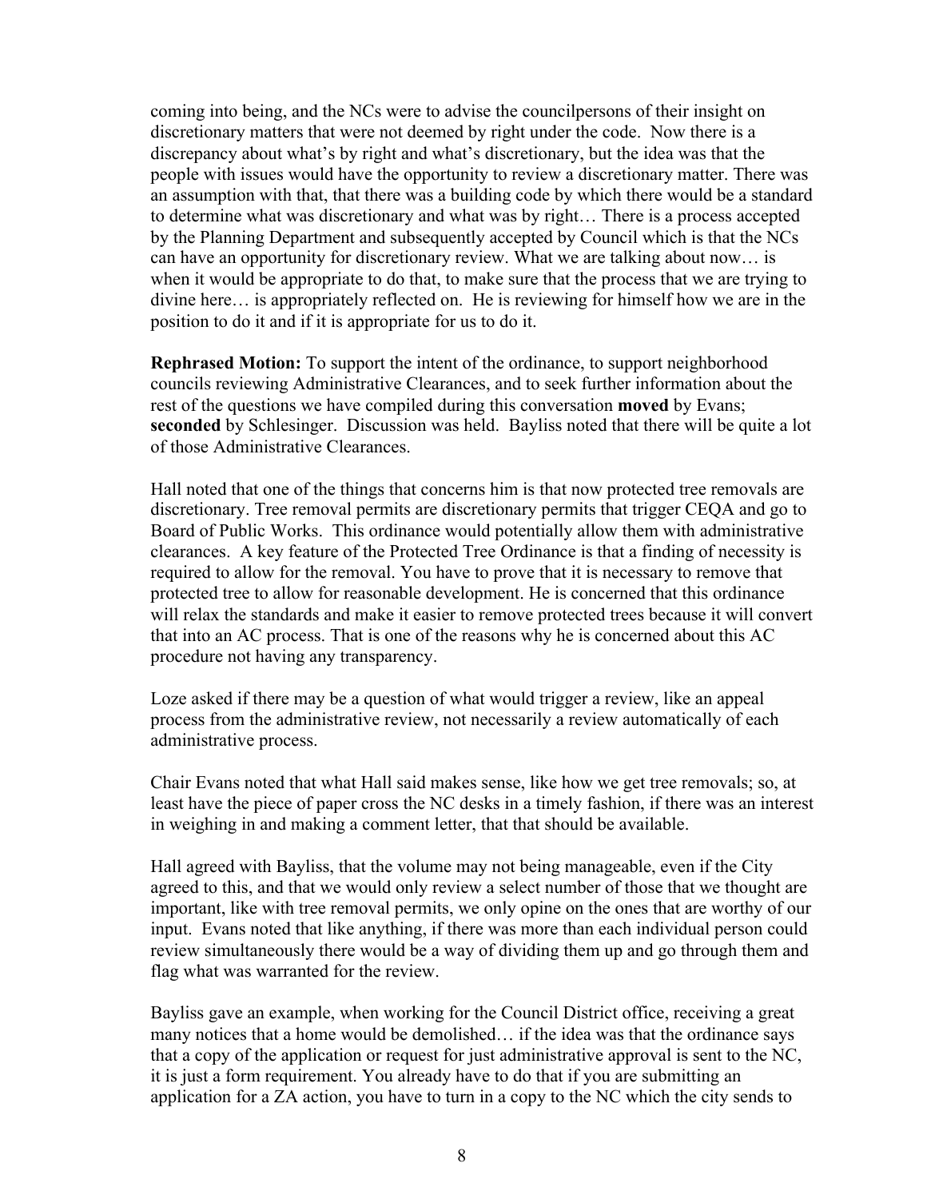coming into being, and the NCs were to advise the councilpersons of their insight on discretionary matters that were not deemed by right under the code. Now there is a discrepancy about what's by right and what's discretionary, but the idea was that the people with issues would have the opportunity to review a discretionary matter. There was an assumption with that, that there was a building code by which there would be a standard to determine what was discretionary and what was by right… There is a process accepted by the Planning Department and subsequently accepted by Council which is that the NCs can have an opportunity for discretionary review. What we are talking about now… is when it would be appropriate to do that, to make sure that the process that we are trying to divine here… is appropriately reflected on. He is reviewing for himself how we are in the position to do it and if it is appropriate for us to do it.

**Rephrased Motion:** To support the intent of the ordinance, to support neighborhood councils reviewing Administrative Clearances, and to seek further information about the rest of the questions we have compiled during this conversation **moved** by Evans; **seconded** by Schlesinger. Discussion was held. Bayliss noted that there will be quite a lot of those Administrative Clearances.

Hall noted that one of the things that concerns him is that now protected tree removals are discretionary. Tree removal permits are discretionary permits that trigger CEQA and go to Board of Public Works. This ordinance would potentially allow them with administrative clearances. A key feature of the Protected Tree Ordinance is that a finding of necessity is required to allow for the removal. You have to prove that it is necessary to remove that protected tree to allow for reasonable development. He is concerned that this ordinance will relax the standards and make it easier to remove protected trees because it will convert that into an AC process. That is one of the reasons why he is concerned about this AC procedure not having any transparency.

Loze asked if there may be a question of what would trigger a review, like an appeal process from the administrative review, not necessarily a review automatically of each administrative process.

Chair Evans noted that what Hall said makes sense, like how we get tree removals; so, at least have the piece of paper cross the NC desks in a timely fashion, if there was an interest in weighing in and making a comment letter, that that should be available.

Hall agreed with Bayliss, that the volume may not being manageable, even if the City agreed to this, and that we would only review a select number of those that we thought are important, like with tree removal permits, we only opine on the ones that are worthy of our input. Evans noted that like anything, if there was more than each individual person could review simultaneously there would be a way of dividing them up and go through them and flag what was warranted for the review.

Bayliss gave an example, when working for the Council District office, receiving a great many notices that a home would be demolished… if the idea was that the ordinance says that a copy of the application or request for just administrative approval is sent to the NC, it is just a form requirement. You already have to do that if you are submitting an application for a ZA action, you have to turn in a copy to the NC which the city sends to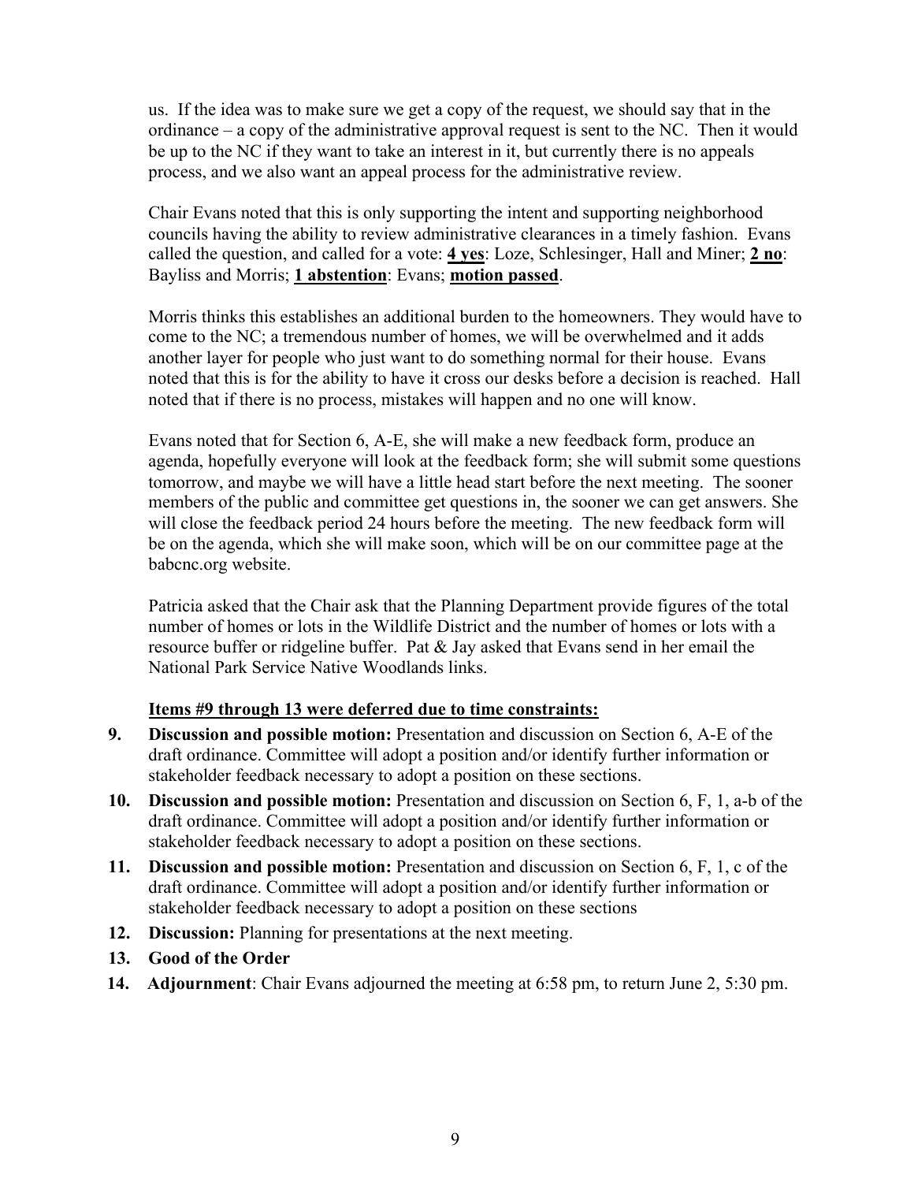us. If the idea was to make sure we get a copy of the request, we should say that in the ordinance – a copy of the administrative approval request is sent to the NC. Then it would be up to the NC if they want to take an interest in it, but currently there is no appeals process, and we also want an appeal process for the administrative review.

Chair Evans noted that this is only supporting the intent and supporting neighborhood councils having the ability to review administrative clearances in a timely fashion. Evans called the question, and called for a vote: **4 yes**: Loze, Schlesinger, Hall and Miner; **2 no**: Bayliss and Morris; **1 abstention**: Evans; **motion passed**.

Morris thinks this establishes an additional burden to the homeowners. They would have to come to the NC; a tremendous number of homes, we will be overwhelmed and it adds another layer for people who just want to do something normal for their house. Evans noted that this is for the ability to have it cross our desks before a decision is reached. Hall noted that if there is no process, mistakes will happen and no one will know.

Evans noted that for Section 6, A-E, she will make a new feedback form, produce an agenda, hopefully everyone will look at the feedback form; she will submit some questions tomorrow, and maybe we will have a little head start before the next meeting. The sooner members of the public and committee get questions in, the sooner we can get answers. She will close the feedback period 24 hours before the meeting. The new feedback form will be on the agenda, which she will make soon, which will be on our committee page at the babcnc.org website.

Patricia asked that the Chair ask that the Planning Department provide figures of the total number of homes or lots in the Wildlife District and the number of homes or lots with a resource buffer or ridgeline buffer. Pat & Jay asked that Evans send in her email the National Park Service Native Woodlands links.

**Items #9 through 13 were deferred due to time constraints:**

9. **Discussion and possible motion:** Presentation and discussion on Section 6, A-E of the draft ordinance. Committee will adopt a position and/or identify further information or stakeholder feedback necessary to adopt a position on these sections.
10. **Discussion and possible motion:** Presentation and discussion on Section 6, F, 1, a-b of the draft ordinance. Committee will adopt a position and/or identify further information or stakeholder feedback necessary to adopt a position on these sections.
11. **Discussion and possible motion:** Presentation and discussion on Section 6, F, 1, c of the draft ordinance. Committee will adopt a position and/or identify further information or stakeholder feedback necessary to adopt a position on these sections
12. **Discussion:** Planning for presentations at the next meeting.
13. **Good of the Order**
14. **Adjournment**: Chair Evans adjourned the meeting at 6:58 pm, to return June 2, 5:30 pm.